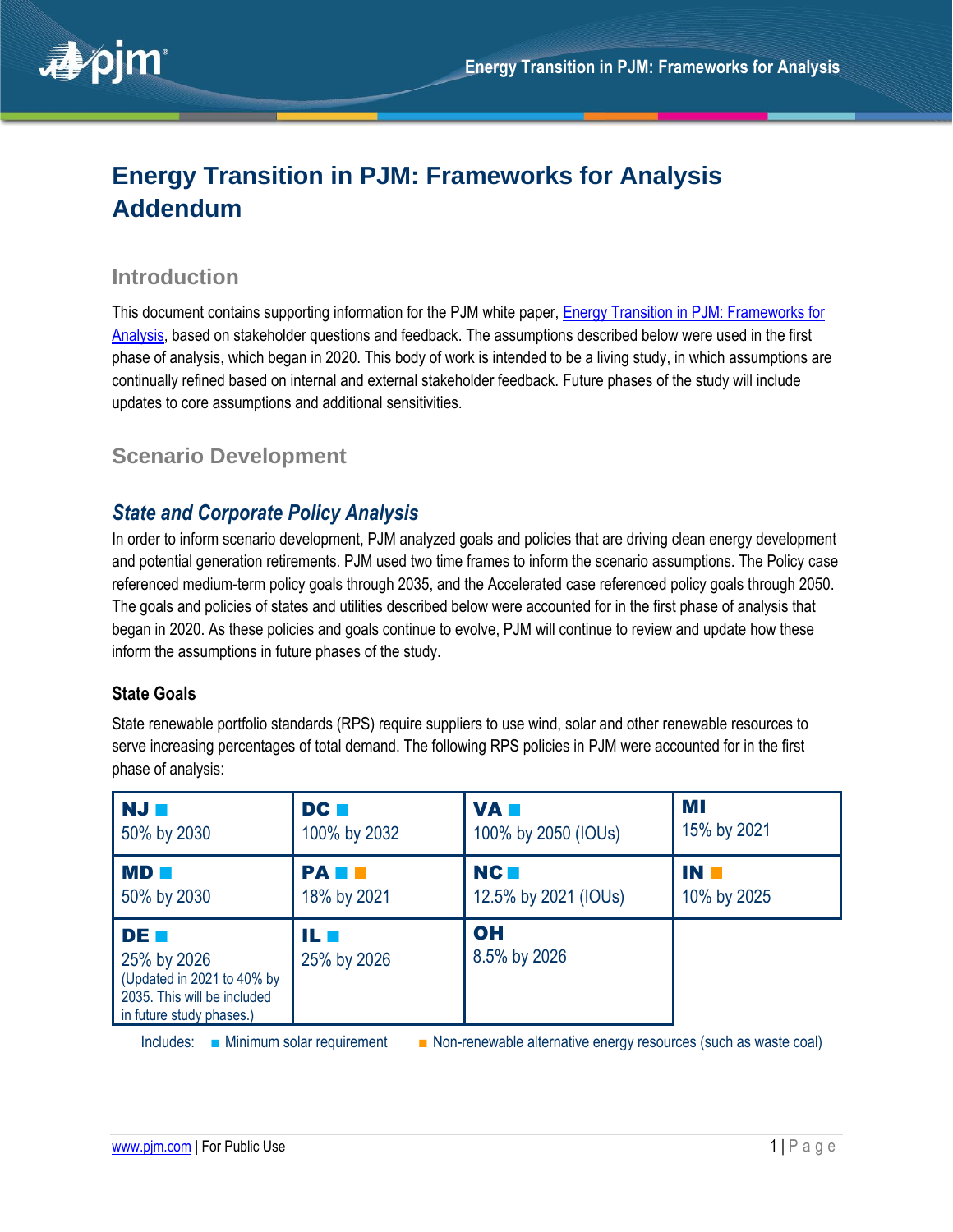# Energy Transition in PJM: Frameworks for Analysis Addendum

## Introduction

This document contains supporting information for the PJM white paper, Energy Transition in PJM: Frameworks for Analysis, based on stakeholder questions and feedback. The assumptions described below were used in the first phase of analysis, which began in 2020. This body of work is intended to be a living study, in which assumptions are continually refined based on internal and external stakeholder feedback. Future phases of the study will include updates to core assumptions and additional sensitivities.

## Scenario Development

### *State and Corporate Policy Analysis*

In order to inform scenario development, PJM analyzed goals and policies that are driving clean energy development and potential generation retirements. PJM used two time frames to inform the scenario assumptions. The Policy case referenced medium-term policy goals through 2035, and the Accelerated case referenced policy goals through 2050. The goals and policies of states and utilities described below were accounted for in the first phase of analysis that began in 2020. As these policies and goals continue to evolve, PJM will continue to review and update how these inform the assumptions in future phases of the study.

#### State Goals

State renewable portfolio standards (RPS) require suppliers to use wind, solar and other renewable resources to serve increasing percentages of total demand. The following RPS policies in PJM were accounted for in the first phase of analysis:

| | | | |
|---|---|---|---|
| **NJ** ■ 50% by 2030 | **DC** ■ 100% by 2032 | **VA** ■ 100% by 2050 (IOUs) | **MI** 15% by 2021 |
| **MD** ■ 50% by 2030 | **PA** ■ ■ 18% by 2021 | **NC** ■ 12.5% by 2021 (IOUs) | **IN** ■ 10% by 2025 |
| **DE** ■ 25% by 2026 (Updated in 2021 to 40% by 2035. This will be included in future study phases.) | **IL** ■ 25% by 2026 | **OH** 8.5% by 2026 | |

Includes: ■ Minimum solar requirement ■ Non-renewable alternative energy resources (such as waste coal)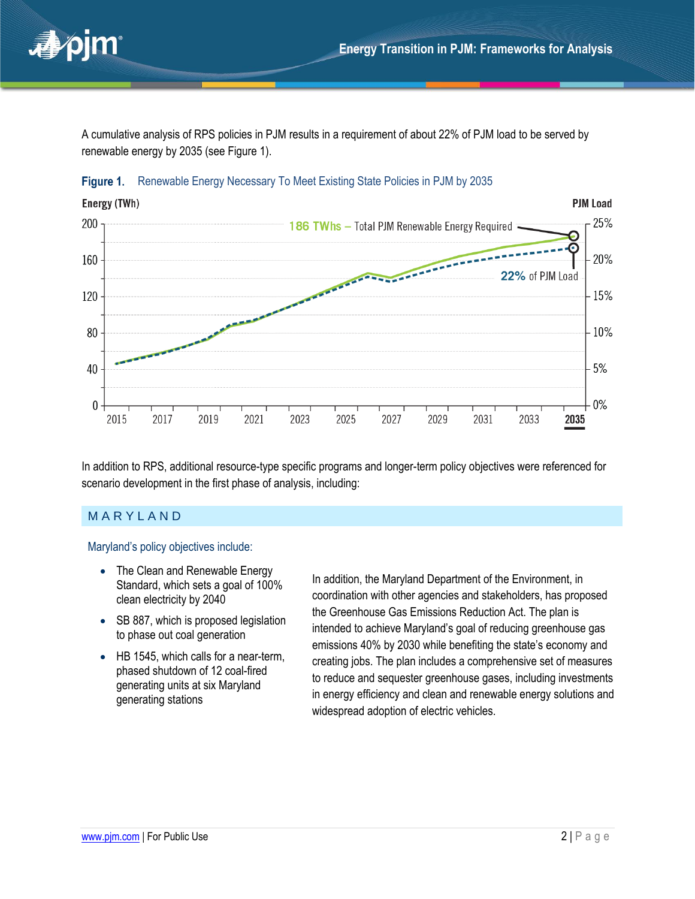A cumulative analysis of RPS policies in PJM results in a requirement of about 22% of PJM load to be served by renewable energy by 2035 (see Figure 1).

**Figure 1.** Renewable Energy Necessary To Meet Existing State Policies in PJM by 2035

In addition to RPS, additional resource-type specific programs and longer-term policy objectives were referenced for scenario development in the first phase of analysis, including:

## MARYLAND

### Maryland's policy objectives include:

- The Clean and Renewable Energy Standard, which sets a goal of 100% clean electricity by 2040
- SB 887, which is proposed legislation to phase out coal generation
- HB 1545, which calls for a near-term, phased shutdown of 12 coal-fired generating units at six Maryland generating stations

In addition, the Maryland Department of the Environment, in coordination with other agencies and stakeholders, has proposed the Greenhouse Gas Emissions Reduction Act. The plan is intended to achieve Maryland's goal of reducing greenhouse gas emissions 40% by 2030 while benefiting the state's economy and creating jobs. The plan includes a comprehensive set of measures to reduce and sequester greenhouse gases, including investments in energy efficiency and clean and renewable energy solutions and widespread adoption of electric vehicles.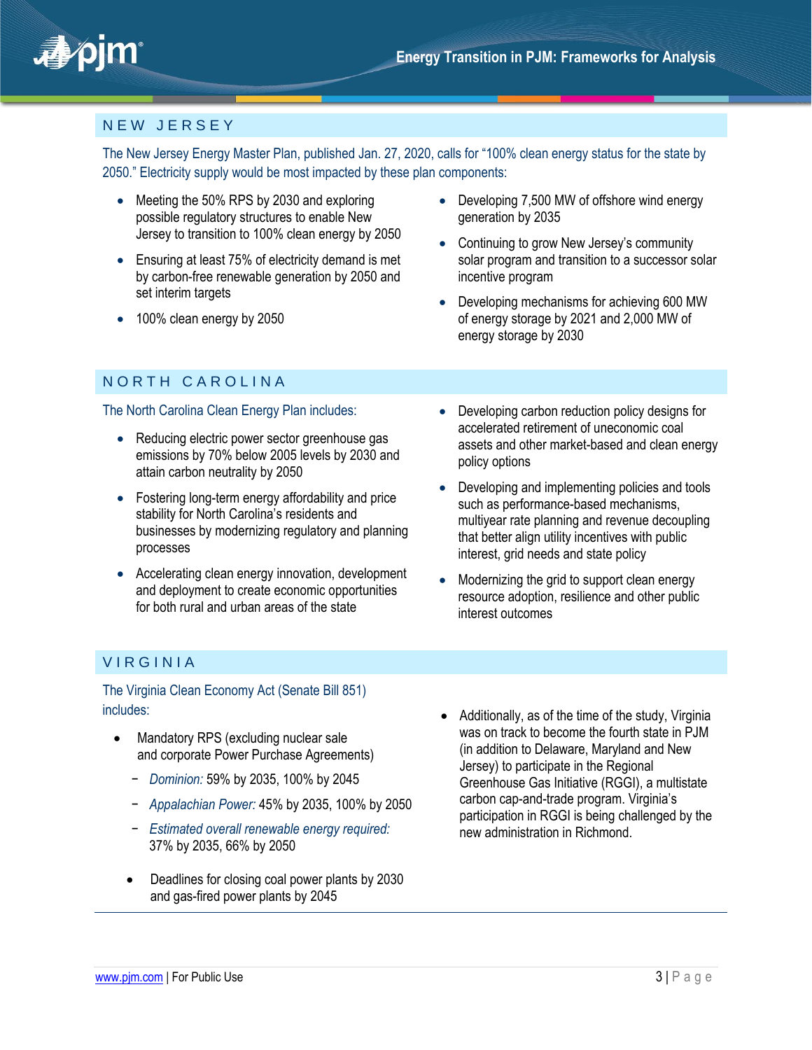## NEW JERSEY

The New Jersey Energy Master Plan, published Jan. 27, 2020, calls for "100% clean energy status for the state by 2050." Electricity supply would be most impacted by these plan components:

- Meeting the 50% RPS by 2030 and exploring possible regulatory structures to enable New Jersey to transition to 100% clean energy by 2050
- Ensuring at least 75% of electricity demand is met by carbon-free renewable generation by 2050 and set interim targets
- 100% clean energy by 2050
- Developing 7,500 MW of offshore wind energy generation by 2035
- Continuing to grow New Jersey's community solar program and transition to a successor solar incentive program
- Developing mechanisms for achieving 600 MW of energy storage by 2021 and 2,000 MW of energy storage by 2030

## NORTH CAROLINA

The North Carolina Clean Energy Plan includes:

- Reducing electric power sector greenhouse gas emissions by 70% below 2005 levels by 2030 and attain carbon neutrality by 2050
- Fostering long-term energy affordability and price stability for North Carolina's residents and businesses by modernizing regulatory and planning processes
- Accelerating clean energy innovation, development and deployment to create economic opportunities for both rural and urban areas of the state
- Developing carbon reduction policy designs for accelerated retirement of uneconomic coal assets and other market-based and clean energy policy options
- Developing and implementing policies and tools such as performance-based mechanisms, multiyear rate planning and revenue decoupling that better align utility incentives with public interest, grid needs and state policy
- Modernizing the grid to support clean energy resource adoption, resilience and other public interest outcomes

## VIRGINIA

The Virginia Clean Economy Act (Senate Bill 851) includes:

- Mandatory RPS (excluding nuclear sale and corporate Power Purchase Agreements)
  - *Dominion:* 59% by 2035, 100% by 2045
  - *Appalachian Power:* 45% by 2035, 100% by 2050
  - *Estimated overall renewable energy required:* 37% by 2035, 66% by 2050
- Deadlines for closing coal power plants by 2030 and gas-fired power plants by 2045
- Additionally, as of the time of the study, Virginia was on track to become the fourth state in PJM (in addition to Delaware, Maryland and New Jersey) to participate in the Regional Greenhouse Gas Initiative (RGGI), a multistate carbon cap-and-trade program. Virginia's participation in RGGI is being challenged by the new administration in Richmond.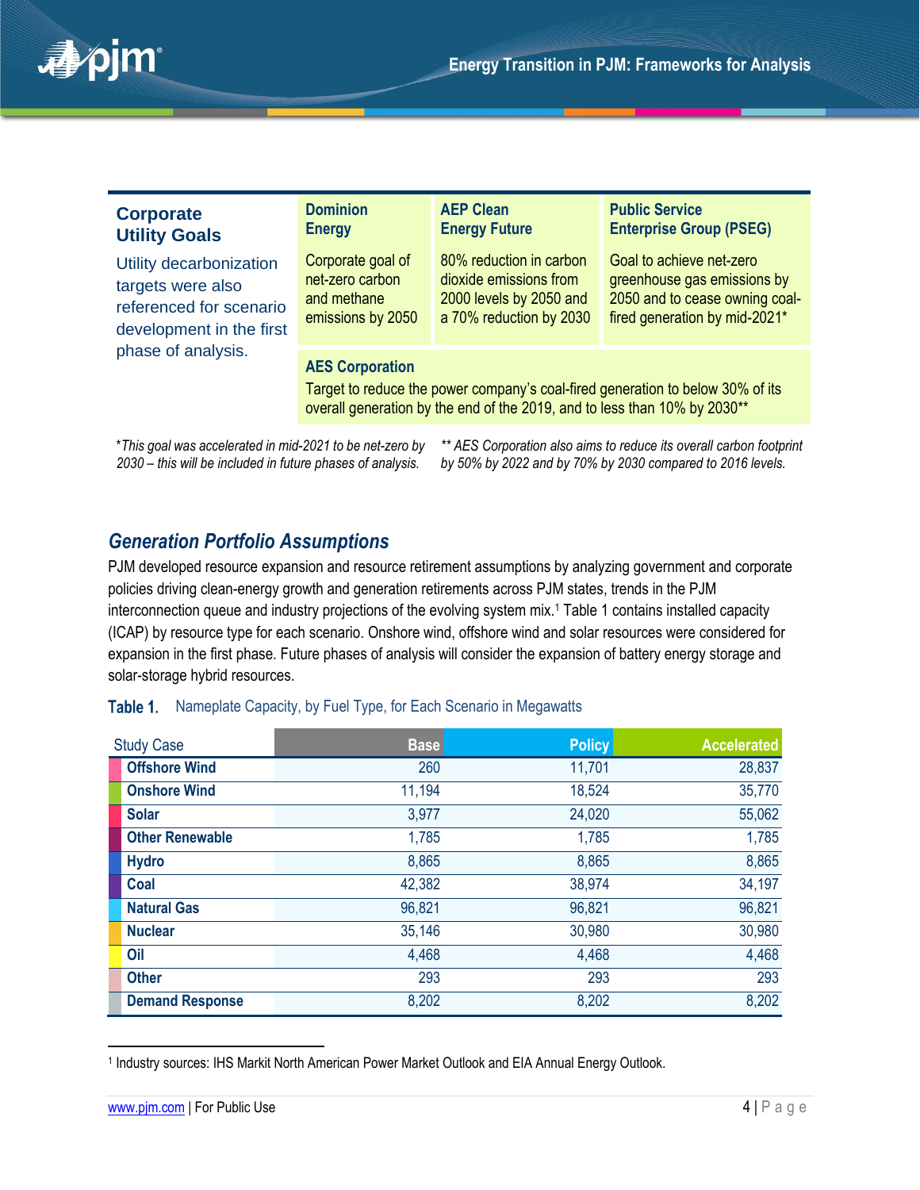### Corporate Utility Goals

Utility decarbonization targets were also referenced for scenario development in the first phase of analysis.

| Dominion Energy | AEP Clean Energy Future | Public Service Enterprise Group (PSEG) |
|---|---|---|
| Corporate goal of net-zero carbon and methane emissions by 2050 | 80% reduction in carbon dioxide emissions from 2000 levels by 2050 and a 70% reduction by 2030 | Goal to achieve net-zero greenhouse gas emissions by 2050 and to cease owning coal-fired generation by mid-2021* |

**AES Corporation**

Target to reduce the power company's coal-fired generation to below 30% of its overall generation by the end of the 2019, and to less than 10% by 2030**

*\*This goal was accelerated in mid-2021 to be net-zero by 2030 – this will be included in future phases of analysis.*

*\*\* AES Corporation also aims to reduce its overall carbon footprint by 50% by 2022 and by 70% by 2030 compared to 2016 levels.*

## Generation Portfolio Assumptions

PJM developed resource expansion and resource retirement assumptions by analyzing government and corporate policies driving clean-energy growth and generation retirements across PJM states, trends in the PJM interconnection queue and industry projections of the evolving system mix.[1] Table 1 contains installed capacity (ICAP) by resource type for each scenario. Onshore wind, offshore wind and solar resources were considered for expansion in the first phase. Future phases of analysis will consider the expansion of battery energy storage and solar-storage hybrid resources.

**Table 1.** Nameplate Capacity, by Fuel Type, for Each Scenario in Megawatts

| Study Case | Base | Policy | Accelerated |
|---|---|---|---|
| **Offshore Wind** | 260 | 11,701 | 28,837 |
| **Onshore Wind** | 11,194 | 18,524 | 35,770 |
| **Solar** | 3,977 | 24,020 | 55,062 |
| **Other Renewable** | 1,785 | 1,785 | 1,785 |
| **Hydro** | 8,865 | 8,865 | 8,865 |
| **Coal** | 42,382 | 38,974 | 34,197 |
| **Natural Gas** | 96,821 | 96,821 | 96,821 |
| **Nuclear** | 35,146 | 30,980 | 30,980 |
| **Oil** | 4,468 | 4,468 | 4,468 |
| **Other** | 293 | 293 | 293 |
| **Demand Response** | 8,202 | 8,202 | 8,202 |

[1] Industry sources: IHS Markit North American Power Market Outlook and EIA Annual Energy Outlook.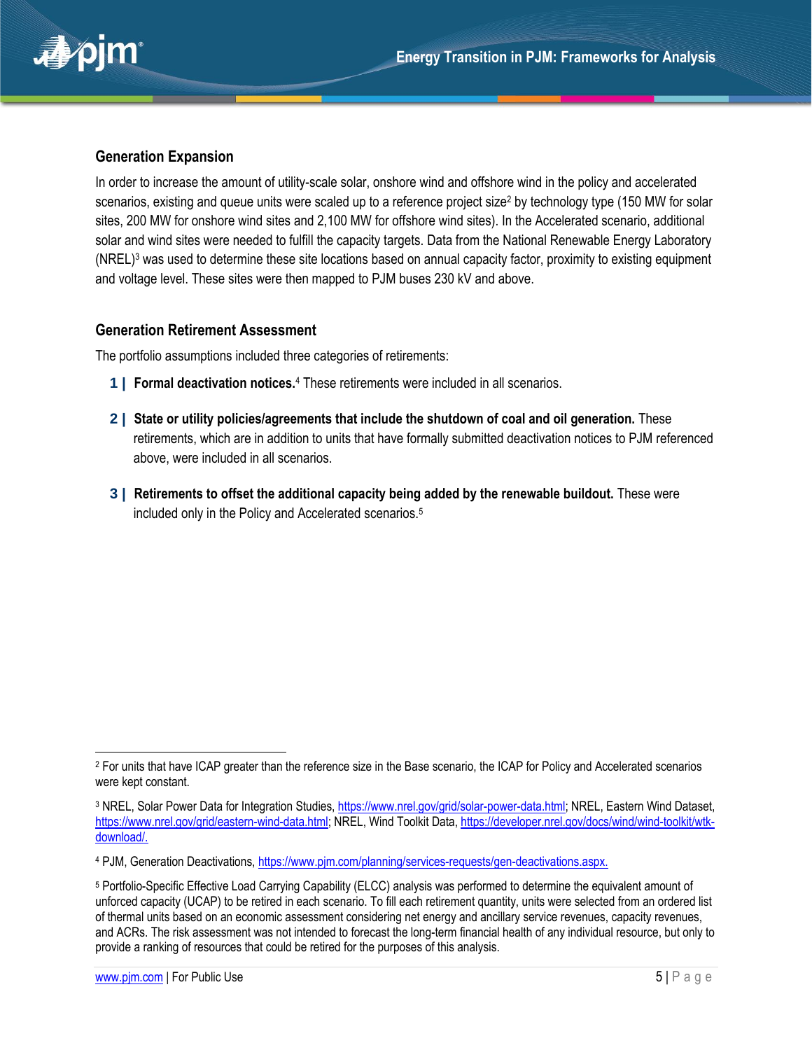## Generation Expansion

In order to increase the amount of utility-scale solar, onshore wind and offshore wind in the policy and accelerated scenarios, existing and queue units were scaled up to a reference project size[2] by technology type (150 MW for solar sites, 200 MW for onshore wind sites and 2,100 MW for offshore wind sites). In the Accelerated scenario, additional solar and wind sites were needed to fulfill the capacity targets. Data from the National Renewable Energy Laboratory (NREL)[3] was used to determine these site locations based on annual capacity factor, proximity to existing equipment and voltage level. These sites were then mapped to PJM buses 230 kV and above.

## Generation Retirement Assessment

The portfolio assumptions included three categories of retirements:

1 | **Formal deactivation notices.**[4] These retirements were included in all scenarios.

2 | **State or utility policies/agreements that include the shutdown of coal and oil generation.** These retirements, which are in addition to units that have formally submitted deactivation notices to PJM referenced above, were included in all scenarios.

3 | **Retirements to offset the additional capacity being added by the renewable buildout.** These were included only in the Policy and Accelerated scenarios.[5]

---

[2] For units that have ICAP greater than the reference size in the Base scenario, the ICAP for Policy and Accelerated scenarios were kept constant.

[3] NREL, Solar Power Data for Integration Studies, https://www.nrel.gov/grid/solar-power-data.html; NREL, Eastern Wind Dataset, https://www.nrel.gov/grid/eastern-wind-data.html; NREL, Wind Toolkit Data, https://developer.nrel.gov/docs/wind/wind-toolkit/wtk-download/.

[4] PJM, Generation Deactivations, https://www.pjm.com/planning/services-requests/gen-deactivations.aspx.

[5] Portfolio-Specific Effective Load Carrying Capability (ELCC) analysis was performed to determine the equivalent amount of unforced capacity (UCAP) to be retired in each scenario. To fill each retirement quantity, units were selected from an ordered list of thermal units based on an economic assessment considering net energy and ancillary service revenues, capacity revenues, and ACRs. The risk assessment was not intended to forecast the long-term financial health of any individual resource, but only to provide a ranking of resources that could be retired for the purposes of this analysis.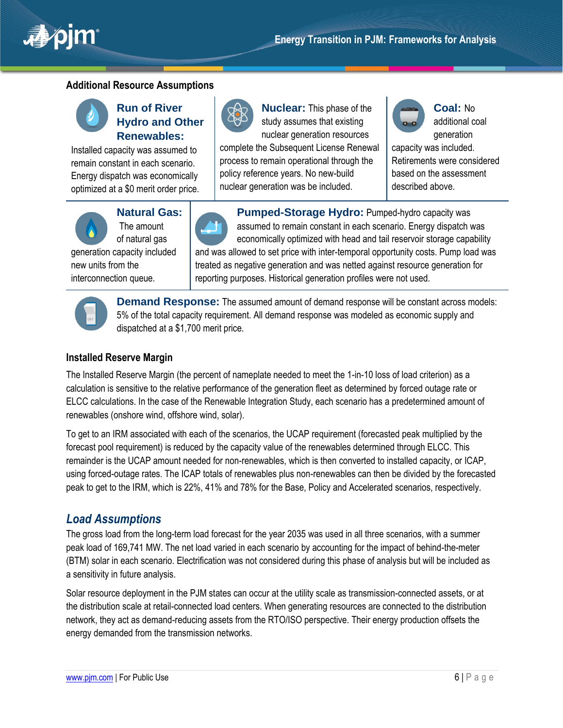## Additional Resource Assumptions

**Run of River Hydro and Other Renewables:** Installed capacity was assumed to remain constant in each scenario. Energy dispatch was economically optimized at a $0 merit order price.

**Nuclear:** This phase of the study assumes that existing nuclear generation resources complete the Subsequent License Renewal process to remain operational through the policy reference years. No new-build nuclear generation was be included.

**Coal:** No additional coal generation capacity was included. Retirements were considered based on the assessment described above.

**Natural Gas:** The amount of natural gas generation capacity included new units from the interconnection queue.

**Pumped-Storage Hydro:** Pumped-hydro capacity was assumed to remain constant in each scenario. Energy dispatch was economically optimized with head and tail reservoir storage capability and was allowed to set price with inter-temporal opportunity costs. Pump load was treated as negative generation and was netted against resource generation for reporting purposes. Historical generation profiles were not used.

**Demand Response:** The assumed amount of demand response will be constant across models: 5% of the total capacity requirement. All demand response was modeled as economic supply and dispatched at a $1,700 merit price.

### Installed Reserve Margin

The Installed Reserve Margin (the percent of nameplate needed to meet the 1-in-10 loss of load criterion) as a calculation is sensitive to the relative performance of the generation fleet as determined by forced outage rate or ELCC calculations. In the case of the Renewable Integration Study, each scenario has a predetermined amount of renewables (onshore wind, offshore wind, solar).

To get to an IRM associated with each of the scenarios, the UCAP requirement (forecasted peak multiplied by the forecast pool requirement) is reduced by the capacity value of the renewables determined through ELCC. This remainder is the UCAP amount needed for non-renewables, which is then converted to installed capacity, or ICAP, using forced-outage rates. The ICAP totals of renewables plus non-renewables can then be divided by the forecasted peak to get to the IRM, which is 22%, 41% and 78% for the Base, Policy and Accelerated scenarios, respectively.

## *Load Assumptions*

The gross load from the long-term load forecast for the year 2035 was used in all three scenarios, with a summer peak load of 169,741 MW. The net load varied in each scenario by accounting for the impact of behind-the-meter (BTM) solar in each scenario. Electrification was not considered during this phase of analysis but will be included as a sensitivity in future analysis.

Solar resource deployment in the PJM states can occur at the utility scale as transmission-connected assets, or at the distribution scale at retail-connected load centers. When generating resources are connected to the distribution network, they act as demand-reducing assets from the RTO/ISO perspective. Their energy production offsets the energy demanded from the transmission networks.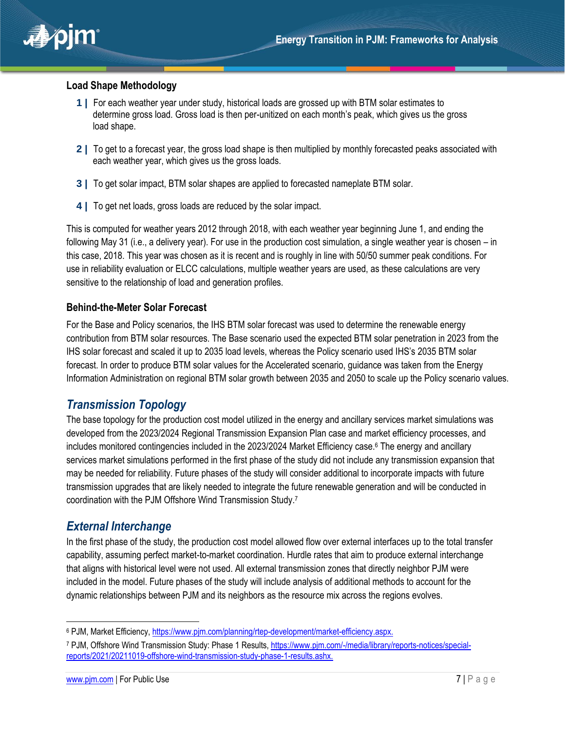### Load Shape Methodology

1. For each weather year under study, historical loads are grossed up with BTM solar estimates to determine gross load. Gross load is then per-unitized on each month's peak, which gives us the gross load shape.

2. To get to a forecast year, the gross load shape is then multiplied by monthly forecasted peaks associated with each weather year, which gives us the gross loads.

3. To get solar impact, BTM solar shapes are applied to forecasted nameplate BTM solar.

4. To get net loads, gross loads are reduced by the solar impact.

This is computed for weather years 2012 through 2018, with each weather year beginning June 1, and ending the following May 31 (i.e., a delivery year). For use in the production cost simulation, a single weather year is chosen – in this case, 2018. This year was chosen as it is recent and is roughly in line with 50/50 summer peak conditions. For use in reliability evaluation or ELCC calculations, multiple weather years are used, as these calculations are very sensitive to the relationship of load and generation profiles.

### Behind-the-Meter Solar Forecast

For the Base and Policy scenarios, the IHS BTM solar forecast was used to determine the renewable energy contribution from BTM solar resources. The Base scenario used the expected BTM solar penetration in 2023 from the IHS solar forecast and scaled it up to 2035 load levels, whereas the Policy scenario used IHS's 2035 BTM solar forecast. In order to produce BTM solar values for the Accelerated scenario, guidance was taken from the Energy Information Administration on regional BTM solar growth between 2035 and 2050 to scale up the Policy scenario values.

## *Transmission Topology*

The base topology for the production cost model utilized in the energy and ancillary services market simulations was developed from the 2023/2024 Regional Transmission Expansion Plan case and market efficiency processes, and includes monitored contingencies included in the 2023/2024 Market Efficiency case.[6] The energy and ancillary services market simulations performed in the first phase of the study did not include any transmission expansion that may be needed for reliability. Future phases of the study will consider additional to incorporate impacts with future transmission upgrades that are likely needed to integrate the future renewable generation and will be conducted in coordination with the PJM Offshore Wind Transmission Study.[7]

## *External Interchange*

In the first phase of the study, the production cost model allowed flow over external interfaces up to the total transfer capability, assuming perfect market-to-market coordination. Hurdle rates that aim to produce external interchange that aligns with historical level were not used. All external transmission zones that directly neighbor PJM were included in the model. Future phases of the study will include analysis of additional methods to account for the dynamic relationships between PJM and its neighbors as the resource mix across the regions evolves.

---

[6] PJM, Market Efficiency, https://www.pjm.com/planning/rtep-development/market-efficiency.aspx.

[7] PJM, Offshore Wind Transmission Study: Phase 1 Results, https://www.pjm.com/-/media/library/reports-notices/special-reports/2021/20211019-offshore-wind-transmission-study-phase-1-results.ashx.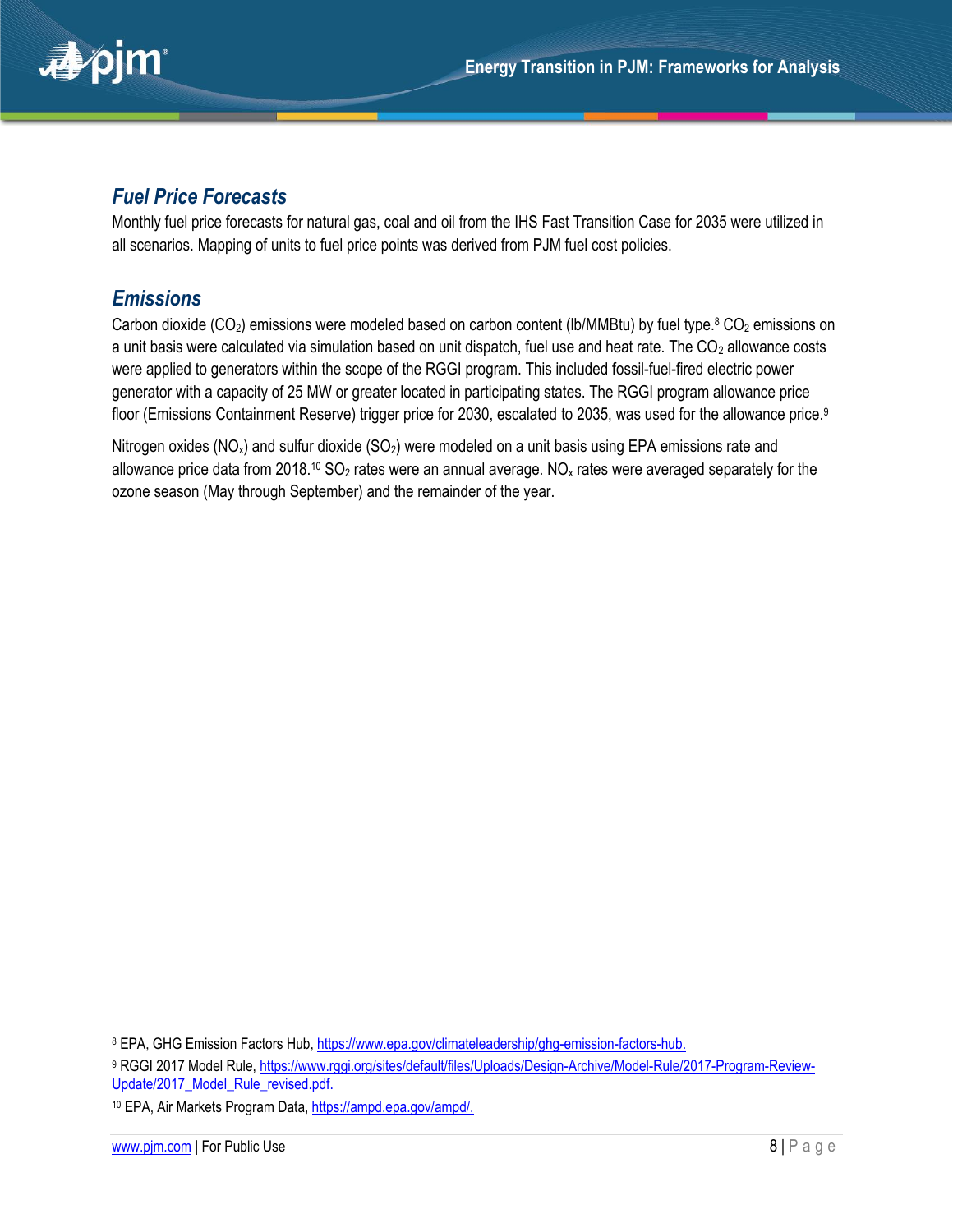## *Fuel Price Forecasts*

Monthly fuel price forecasts for natural gas, coal and oil from the IHS Fast Transition Case for 2035 were utilized in all scenarios. Mapping of units to fuel price points was derived from PJM fuel cost policies.

## *Emissions*

Carbon dioxide ($CO_2$) emissions were modeled based on carbon content (lb/MMBtu) by fuel type.[8] $CO_2$ emissions on a unit basis were calculated via simulation based on unit dispatch, fuel use and heat rate. The $CO_2$ allowance costs were applied to generators within the scope of the RGGI program. This included fossil-fuel-fired electric power generator with a capacity of 25 MW or greater located in participating states. The RGGI program allowance price floor (Emissions Containment Reserve) trigger price for 2030, escalated to 2035, was used for the allowance price.[9]

Nitrogen oxides ($NO_x$) and sulfur dioxide ($SO_2$) were modeled on a unit basis using EPA emissions rate and allowance price data from 2018.[10] $SO_2$ rates were an annual average. $NO_x$ rates were averaged separately for the ozone season (May through September) and the remainder of the year.

---

[8] EPA, GHG Emission Factors Hub, https://www.epa.gov/climateleadership/ghg-emission-factors-hub.

[9] RGGI 2017 Model Rule, https://www.rggi.org/sites/default/files/Uploads/Design-Archive/Model-Rule/2017-Program-Review-Update/2017_Model_Rule_revised.pdf.

[10] EPA, Air Markets Program Data, https://ampd.epa.gov/ampd/.